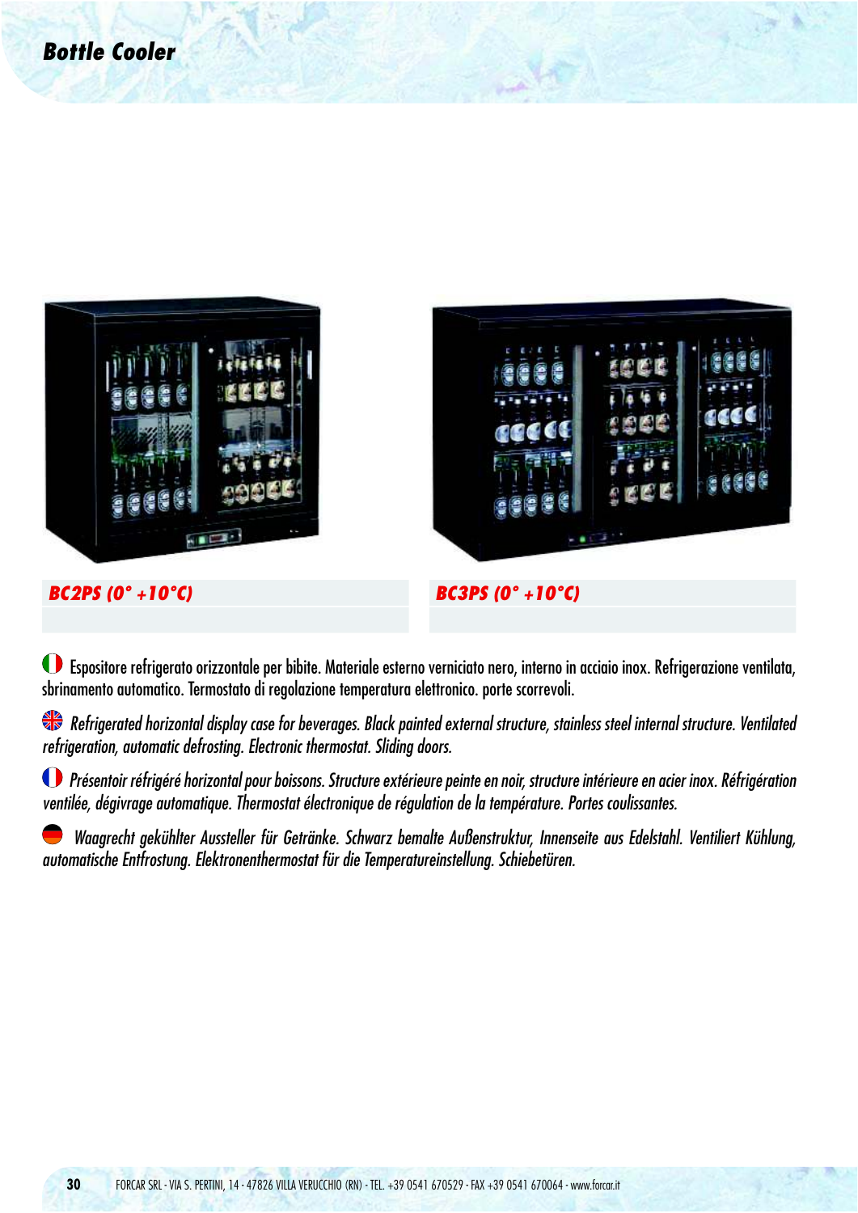# Bottle Cooler

**BC2PS (0° +10°C)**

**BC3PS (0° +10°C)**

Espositore refrigerato orizzontale per bibite. Materiale esterno verniciato nero, interno in acciaio inox. Refrigerazione ventilata, sbrinamento automatico. Termostato di regolazione temperatura elettronico. porte scorrevoli.

*Refrigerated horizontal display case for beverages. Black painted external structure, stainless steel internal structure. Ventilated refrigeration, automatic defrosting. Electronic thermostat. Sliding doors.*

*Présentoir réfrigéré horizontal pour boissons. Structure extérieure peinte en noir, structure intérieure en acier inox. Réfrigération ventilée, dégivrage automatique. Thermostat électronique de régulation de la température. Portes coulissantes.*

*Waagrecht gekühlter Aussteller für Getränke. Schwarz bemalte Außenstruktur, Innenseite aus Edelstahl. Ventiliert Kühlung, automatische Entfrostung. Elektronenthermostat für die Temperatureinstellung. Schiebetüren.*

FORCAR SRL - VIA S. PERTINI, 14 - 47826 VILLA VERUCCHIO (RN) - TEL. +39 0541 670529 - FAX +39 0541 670064 - www.forcar.it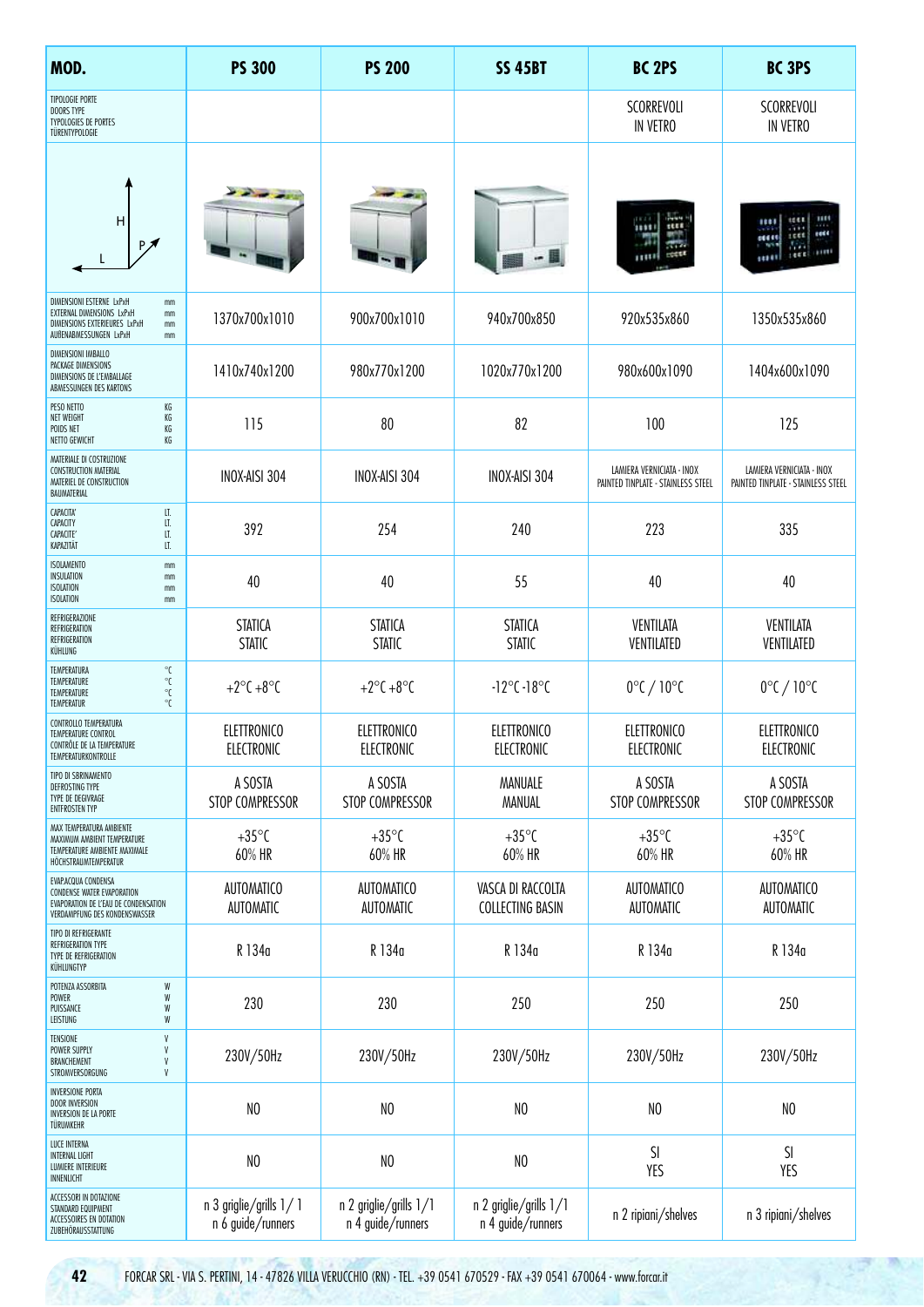| MOD. | PS 300 | PS 200 | SS 45BT | BC 2PS | BC 3PS |
|---|---|---|---|---|---|
| TIPOLOGIE PORTE<br>DOORS TYPE<br>TYPOLOGIES DE PORTES<br>TÜRENTYPOLOGIE | | | | SCORREVOLI IN VETRO | SCORREVOLI IN VETRO |
| H P L | | | | | |
| DIMENSIONI ESTERNE LxPxH mm<br>EXTERNAL DIMENSIONS LxPxH mm<br>DIMENSIONS EXTERIEURES LxPxH mm<br>AUßENABMESSUNGEN LxPxH mm | 1370x700x1010 | 900x700x1010 | 940x700x850 | 920x535x860 | 1350x535x860 |
| DIMENSIONI IMBALLO<br>PACKAGE DIMENSIONS<br>DIMENSIONS DE L'EMBALLAGE<br>ABMESSUNGEN DES KARTONS | 1410x740x1200 | 980x770x1200 | 1020x770x1200 | 980x600x1090 | 1404x600x1090 |
| PESO NETTO KG<br>NET WEIGHT KG<br>POIDS NET KG<br>NETTO GEWICHT KG | 115 | 80 | 82 | 100 | 125 |
| MATERIALE DI COSTRUZIONE<br>CONSTRUCTION MATERIAL<br>MATERIEL DE CONSTRUCTION<br>BAUMATERIAL | INOX-AISI 304 | INOX-AISI 304 | INOX-AISI 304 | LAMIERA VERNICIATA - INOX<br>PAINTED TINPLATE - STAINLESS STEEL | LAMIERA VERNICIATA - INOX<br>PAINTED TINPLATE - STAINLESS STEEL |
| CAPACITA' LT.<br>CAPACITY LT.<br>CAPACITE' LT.<br>KAPAZITÄT LT. | 392 | 254 | 240 | 223 | 335 |
| ISOLAMENTO mm<br>INSULATION mm<br>ISOLATION mm<br>ISOLATION mm | 40 | 40 | 55 | 40 | 40 |
| REFRIGERAZIONE<br>REFRIGERATION<br>REFRIGERATION<br>KÜHLUNG | STATICA<br>STATIC | STATICA<br>STATIC | STATICA<br>STATIC | VENTILATA<br>VENTILATED | VENTILATA<br>VENTILATED |
| TEMPERATURA °C<br>TEMPERATURE °C<br>TEMPERATURE °C<br>TEMPERATUR °C | +2°C +8°C | +2°C +8°C | -12°C -18°C | 0°C / 10°C | 0°C / 10°C |
| CONTROLLO TEMPERATURA<br>TEMPERATURE CONTROL<br>CONTRÔLE DE LA TEMPERATURE<br>TEMPERATURKONTROLLE | ELETTRONICO<br>ELECTRONIC | ELETTRONICO<br>ELECTRONIC | ELETTRONICO<br>ELECTRONIC | ELETTRONICO<br>ELECTRONIC | ELETTRONICO<br>ELECTRONIC |
| TIPO DI SBRINAMENTO<br>DEFROSTING TYPE<br>TYPE DE DEGIVRAGE<br>ENTFROSTEN TYP | A SOSTA<br>STOP COMPRESSOR | A SOSTA<br>STOP COMPRESSOR | MANUALE<br>MANUAL | A SOSTA<br>STOP COMPRESSOR | A SOSTA<br>STOP COMPRESSOR |
| MAX TEMPERATURA AMBIENTE<br>MAXIMUM AMBIENT TEMPERATURE<br>TEMPERATURE AMBIENTE MAXIMALE<br>HÖCHSTRAUMTEMPERATUR | +35°C<br>60% HR | +35°C<br>60% HR | +35°C<br>60% HR | +35°C<br>60% HR | +35°C<br>60% HR |
| EVAP.ACQUA CONDENSA<br>CONDENSE WATER EVAPORATION<br>EVAPORATION DE L'EAU DE CONDENSATION<br>VERDAMPFUNG DES KONDENSWASSER | AUTOMATICO<br>AUTOMATIC | AUTOMATICO<br>AUTOMATIC | VASCA DI RACCOLTA<br>COLLECTING BASIN | AUTOMATICO<br>AUTOMATIC | AUTOMATICO<br>AUTOMATIC |
| TIPO DI REFRIGERANTE<br>REFRIGERATION TYPE<br>TYPE DE REFRIGERATION<br>KÜHLUNGTYP | R 134a | R 134a | R 134a | R 134a | R 134a |
| POTENZA ASSORBITA W<br>POWER W<br>PUISSANCE W<br>LEISTUNG W | 230 | 230 | 250 | 250 | 250 |
| TENSIONE V<br>POWER SUPPLY V<br>BRANCHEMENT V<br>STROMVERSORGUNG V | 230V/50Hz | 230V/50Hz | 230V/50Hz | 230V/50Hz | 230V/50Hz |
| INVERSIONE PORTA<br>DOOR INVERSION<br>INVERSION DE LA PORTE<br>TÜRUMKEHR | NO | NO | NO | NO | NO |
| LUCE INTERNA<br>INTERNAL LIGHT<br>LUMIERE INTERIEURE<br>INNENLICHT | NO | NO | NO | SI<br>YES | SI<br>YES |
| ACCESSORI IN DOTAZIONE<br>STANDARD EQUIPMENT<br>ACCESSOIRES EN DOTATION<br>ZUBEHÖRAUSSTATTUNG | n 3 griglie/grills 1/1<br>n 6 guide/runners | n 2 griglie/grills 1/1<br>n 4 guide/runners | n 2 griglie/grills 1/1<br>n 4 guide/runners | n 2 ripiani/shelves | n 3 ripiani/shelves |

FORCAR SRL - VIA S. PERTINI, 14 - 47826 VILLA VERUCCHIO (RN) - TEL. +39 0541 670529 - FAX +39 0541 670064 - www.forcar.it